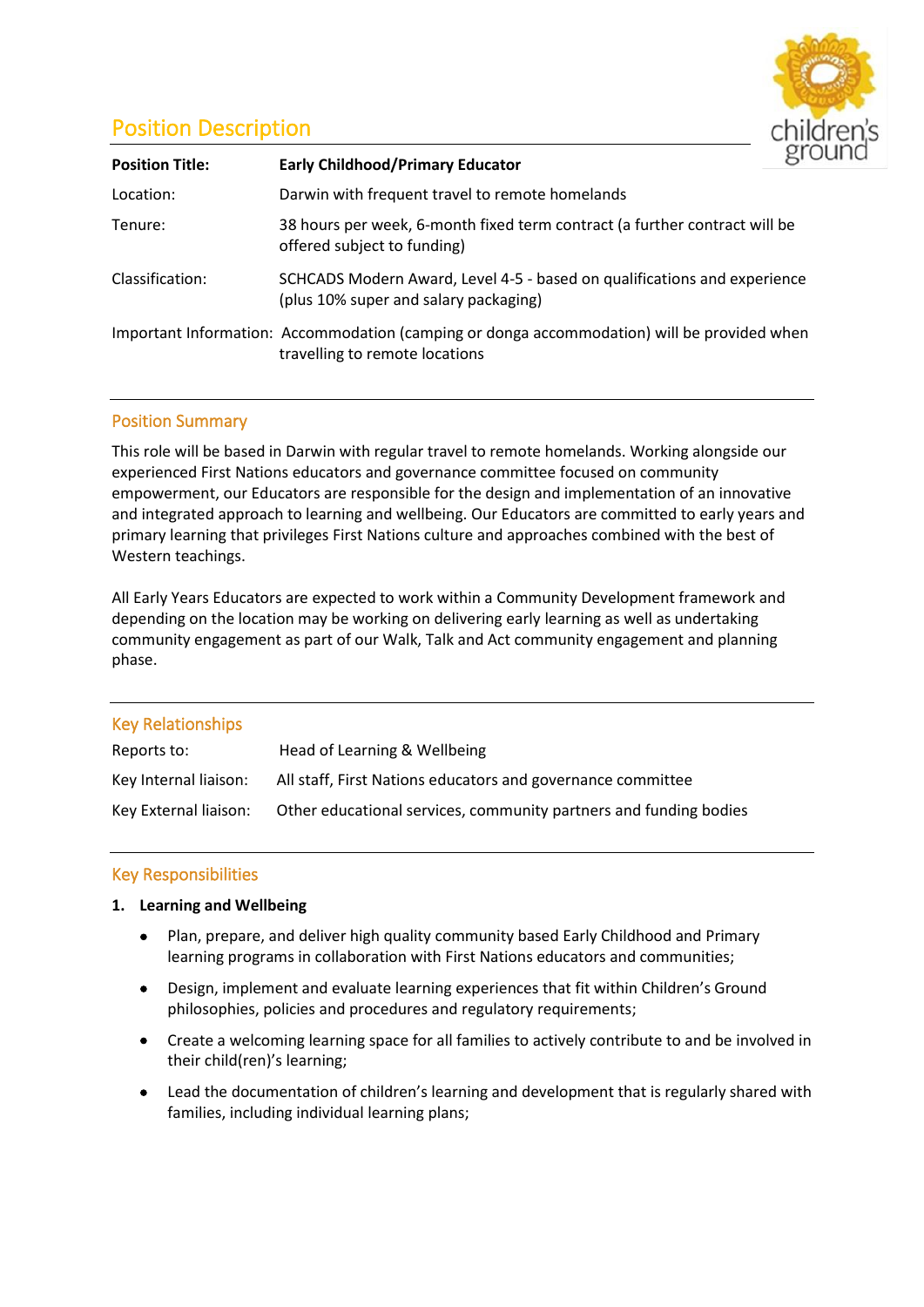# Position Description

| | |
|---|---|
| **Position Title:** | **Early Childhood/Primary Educator** |
| Location: | Darwin with frequent travel to remote homelands |
| Tenure: | 38 hours per week, 6-month fixed term contract (a further contract will be offered subject to funding) |
| Classification: | SCHCADS Modern Award, Level 4-5 - based on qualifications and experience (plus 10% super and salary packaging) |
| Important Information: | Accommodation (camping or donga accommodation) will be provided when travelling to remote locations |

## Position Summary

This role will be based in Darwin with regular travel to remote homelands. Working alongside our experienced First Nations educators and governance committee focused on community empowerment, our Educators are responsible for the design and implementation of an innovative and integrated approach to learning and wellbeing. Our Educators are committed to early years and primary learning that privileges First Nations culture and approaches combined with the best of Western teachings.

All Early Years Educators are expected to work within a Community Development framework and depending on the location may be working on delivering early learning as well as undertaking community engagement as part of our Walk, Talk and Act community engagement and planning phase.

## Key Relationships

| | |
|---|---|
| Reports to: | Head of Learning & Wellbeing |
| Key Internal liaison: | All staff, First Nations educators and governance committee |
| Key External liaison: | Other educational services, community partners and funding bodies |

## Key Responsibilities

1. **Learning and Wellbeing**
   - Plan, prepare, and deliver high quality community based Early Childhood and Primary learning programs in collaboration with First Nations educators and communities;
   - Design, implement and evaluate learning experiences that fit within Children's Ground philosophies, policies and procedures and regulatory requirements;
   - Create a welcoming learning space for all families to actively contribute to and be involved in their child(ren)'s learning;
   - Lead the documentation of children's learning and development that is regularly shared with families, including individual learning plans;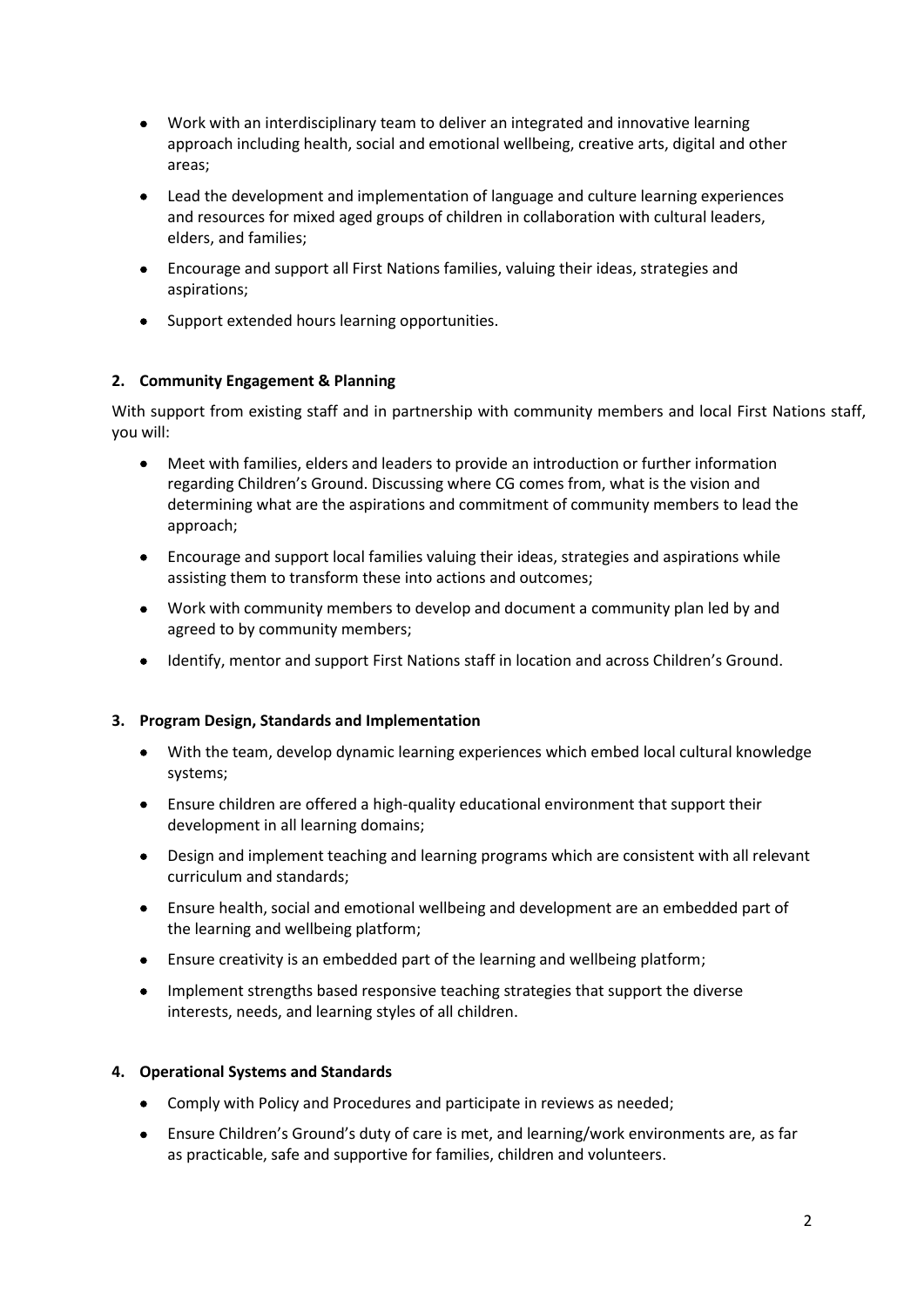- Work with an interdisciplinary team to deliver an integrated and innovative learning approach including health, social and emotional wellbeing, creative arts, digital and other areas;
- Lead the development and implementation of language and culture learning experiences and resources for mixed aged groups of children in collaboration with cultural leaders, elders, and families;
- Encourage and support all First Nations families, valuing their ideas, strategies and aspirations;
- Support extended hours learning opportunities.

**2. Community Engagement & Planning**

With support from existing staff and in partnership with community members and local First Nations staff, you will:

- Meet with families, elders and leaders to provide an introduction or further information regarding Children's Ground. Discussing where CG comes from, what is the vision and determining what are the aspirations and commitment of community members to lead the approach;
- Encourage and support local families valuing their ideas, strategies and aspirations while assisting them to transform these into actions and outcomes;
- Work with community members to develop and document a community plan led by and agreed to by community members;
- Identify, mentor and support First Nations staff in location and across Children's Ground.

**3. Program Design, Standards and Implementation**

- With the team, develop dynamic learning experiences which embed local cultural knowledge systems;
- Ensure children are offered a high-quality educational environment that support their development in all learning domains;
- Design and implement teaching and learning programs which are consistent with all relevant curriculum and standards;
- Ensure health, social and emotional wellbeing and development are an embedded part of the learning and wellbeing platform;
- Ensure creativity is an embedded part of the learning and wellbeing platform;
- Implement strengths based responsive teaching strategies that support the diverse interests, needs, and learning styles of all children.

**4. Operational Systems and Standards**

- Comply with Policy and Procedures and participate in reviews as needed;
- Ensure Children's Ground's duty of care is met, and learning/work environments are, as far as practicable, safe and supportive for families, children and volunteers.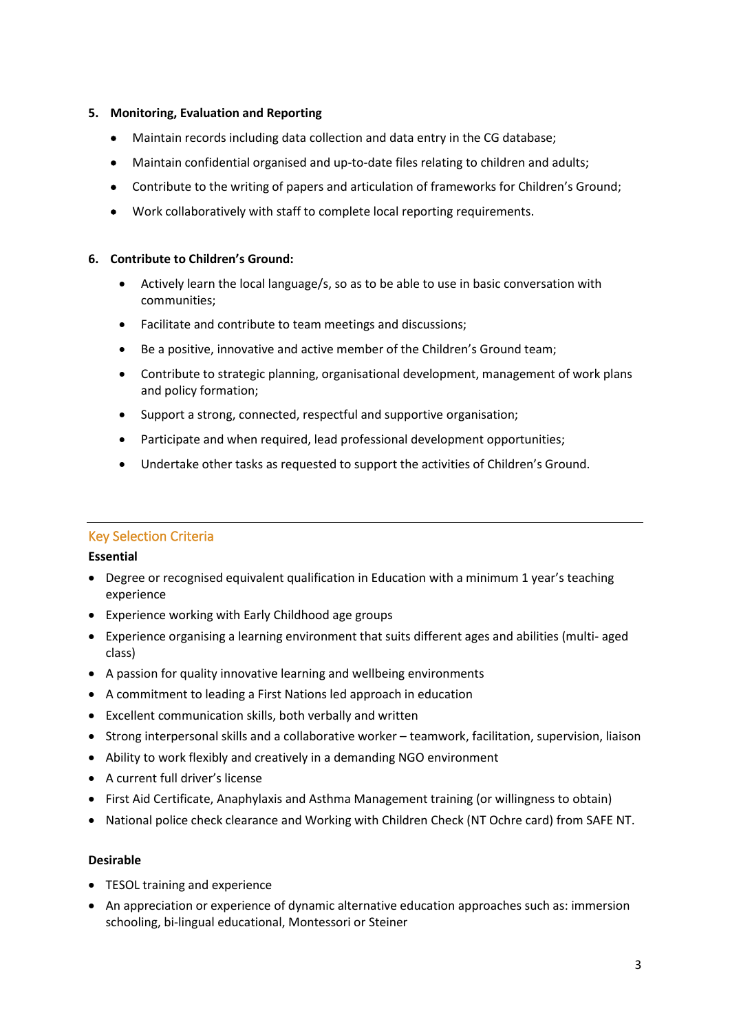5. **Monitoring, Evaluation and Reporting**

- Maintain records including data collection and data entry in the CG database;
- Maintain confidential organised and up-to-date files relating to children and adults;
- Contribute to the writing of papers and articulation of frameworks for Children's Ground;
- Work collaboratively with staff to complete local reporting requirements.

6. **Contribute to Children's Ground:**

- Actively learn the local language/s, so as to be able to use in basic conversation with communities;
- Facilitate and contribute to team meetings and discussions;
- Be a positive, innovative and active member of the Children's Ground team;
- Contribute to strategic planning, organisational development, management of work plans and policy formation;
- Support a strong, connected, respectful and supportive organisation;
- Participate and when required, lead professional development opportunities;
- Undertake other tasks as requested to support the activities of Children's Ground.

---

## Key Selection Criteria

**Essential**

- Degree or recognised equivalent qualification in Education with a minimum 1 year's teaching experience
- Experience working with Early Childhood age groups
- Experience organising a learning environment that suits different ages and abilities (multi- aged class)
- A passion for quality innovative learning and wellbeing environments
- A commitment to leading a First Nations led approach in education
- Excellent communication skills, both verbally and written
- Strong interpersonal skills and a collaborative worker – teamwork, facilitation, supervision, liaison
- Ability to work flexibly and creatively in a demanding NGO environment
- A current full driver's license
- First Aid Certificate, Anaphylaxis and Asthma Management training (or willingness to obtain)
- National police check clearance and Working with Children Check (NT Ochre card) from SAFE NT.

**Desirable**

- TESOL training and experience
- An appreciation or experience of dynamic alternative education approaches such as: immersion schooling, bi-lingual educational, Montessori or Steiner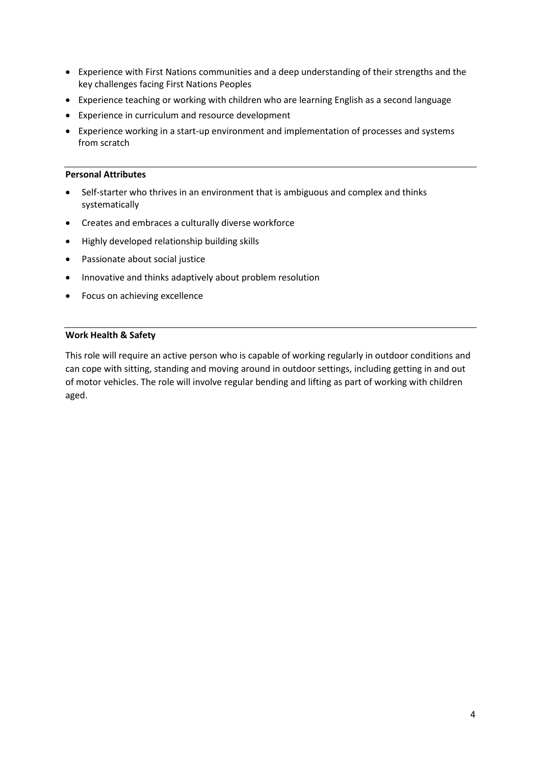- Experience with First Nations communities and a deep understanding of their strengths and the key challenges facing First Nations Peoples
- Experience teaching or working with children who are learning English as a second language
- Experience in curriculum and resource development
- Experience working in a start-up environment and implementation of processes and systems from scratch

**Personal Attributes**

- Self-starter who thrives in an environment that is ambiguous and complex and thinks systematically
- Creates and embraces a culturally diverse workforce
- Highly developed relationship building skills
- Passionate about social justice
- Innovative and thinks adaptively about problem resolution
- Focus on achieving excellence

**Work Health & Safety**

This role will require an active person who is capable of working regularly in outdoor conditions and can cope with sitting, standing and moving around in outdoor settings, including getting in and out of motor vehicles. The role will involve regular bending and lifting as part of working with children aged.